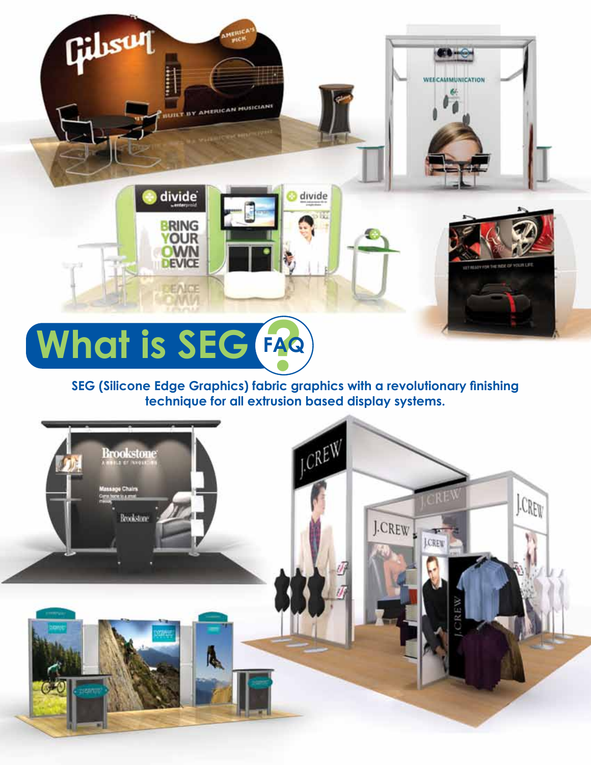# What is SEG? FAQ

**SEG (Silicone Edge Graphics) fabric graphics with a revolutionary finishing technique for all extrusion based display systems.**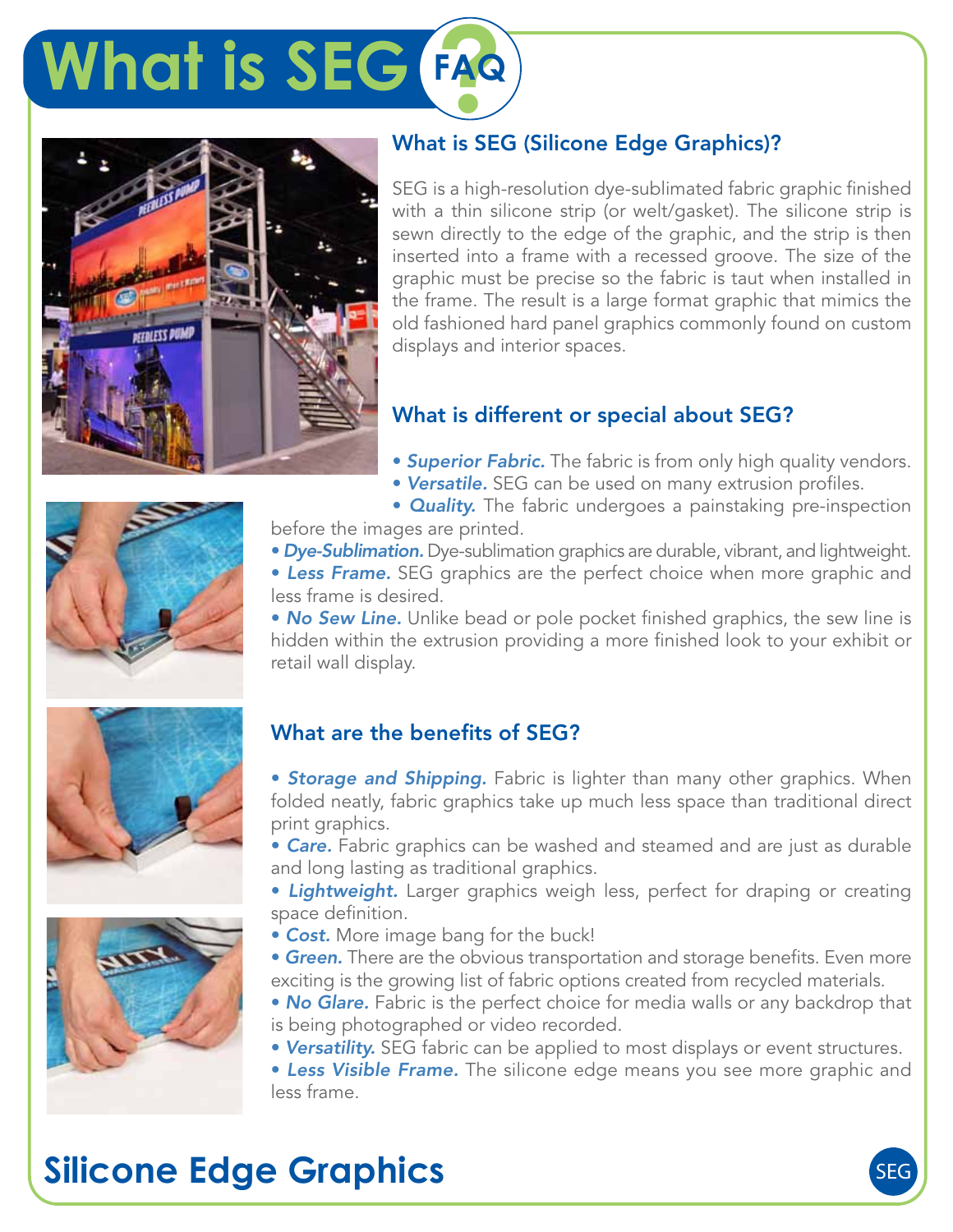# What is SEG? FAQ

## What is SEG (Silicone Edge Graphics)?

SEG is a high-resolution dye-sublimated fabric graphic finished with a thin silicone strip (or welt/gasket). The silicone strip is sewn directly to the edge of the graphic, and the strip is then inserted into a frame with a recessed groove. The size of the graphic must be precise so the fabric is taut when installed in the frame. The result is a large format graphic that mimics the old fashioned hard panel graphics commonly found on custom displays and interior spaces.

## What is different or special about SEG?

- ***Superior Fabric.*** The fabric is from only high quality vendors.
- ***Versatile.*** SEG can be used on many extrusion profiles.
- ***Quality.*** The fabric undergoes a painstaking pre-inspection before the images are printed.
- ***Dye-Sublimation.*** Dye-sublimation graphics are durable, vibrant, and lightweight.
- ***Less Frame.*** SEG graphics are the perfect choice when more graphic and less frame is desired.
- ***No Sew Line.*** Unlike bead or pole pocket finished graphics, the sew line is hidden within the extrusion providing a more finished look to your exhibit or retail wall display.

## What are the benefits of SEG?

- ***Storage and Shipping.*** Fabric is lighter than many other graphics. When folded neatly, fabric graphics take up much less space than traditional direct print graphics.
- ***Care.*** Fabric graphics can be washed and steamed and are just as durable and long lasting as traditional graphics.
- ***Lightweight.*** Larger graphics weigh less, perfect for draping or creating space definition.
- ***Cost.*** More image bang for the buck!
- ***Green.*** There are the obvious transportation and storage benefits. Even more exciting is the growing list of fabric options created from recycled materials.
- ***No Glare.*** Fabric is the perfect choice for media walls or any backdrop that is being photographed or video recorded.
- ***Versatility.*** SEG fabric can be applied to most displays or event structures.
- ***Less Visible Frame.*** The silicone edge means you see more graphic and less frame.

# Silicone Edge Graphics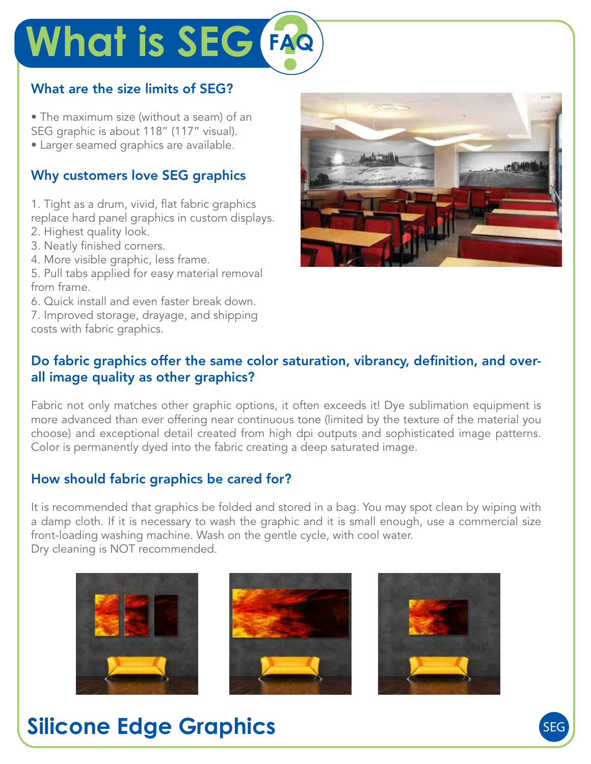# What is SEG? FAQ

### What are the size limits of SEG?

- The maximum size (without a seam) of an SEG graphic is about 118" (117" visual).
- Larger seamed graphics are available.

### Why customers love SEG graphics

1. Tight as a drum, vivid, flat fabric graphics replace hard panel graphics in custom displays.
2. Highest quality look.
3. Neatly finished corners.
4. More visible graphic, less frame.
5. Pull tabs applied for easy material removal from frame.
6. Quick install and even faster break down.
7. Improved storage, drayage, and shipping costs with fabric graphics.

### Do fabric graphics offer the same color saturation, vibrancy, definition, and overall image quality as other graphics?

Fabric not only matches other graphic options, it often exceeds it! Dye sublimation equipment is more advanced than ever offering near continuous tone (limited by the texture of the material you choose) and exceptional detail created from high dpi outputs and sophisticated image patterns. Color is permanently dyed into the fabric creating a deep saturated image.

### How should fabric graphics be cared for?

It is recommended that graphics be folded and stored in a bag. You may spot clean by wiping with a damp cloth. If it is necessary to wash the graphic and it is small enough, use a commercial size front-loading washing machine. Wash on the gentle cycle, with cool water.
Dry cleaning is NOT recommended.

## Silicone Edge Graphics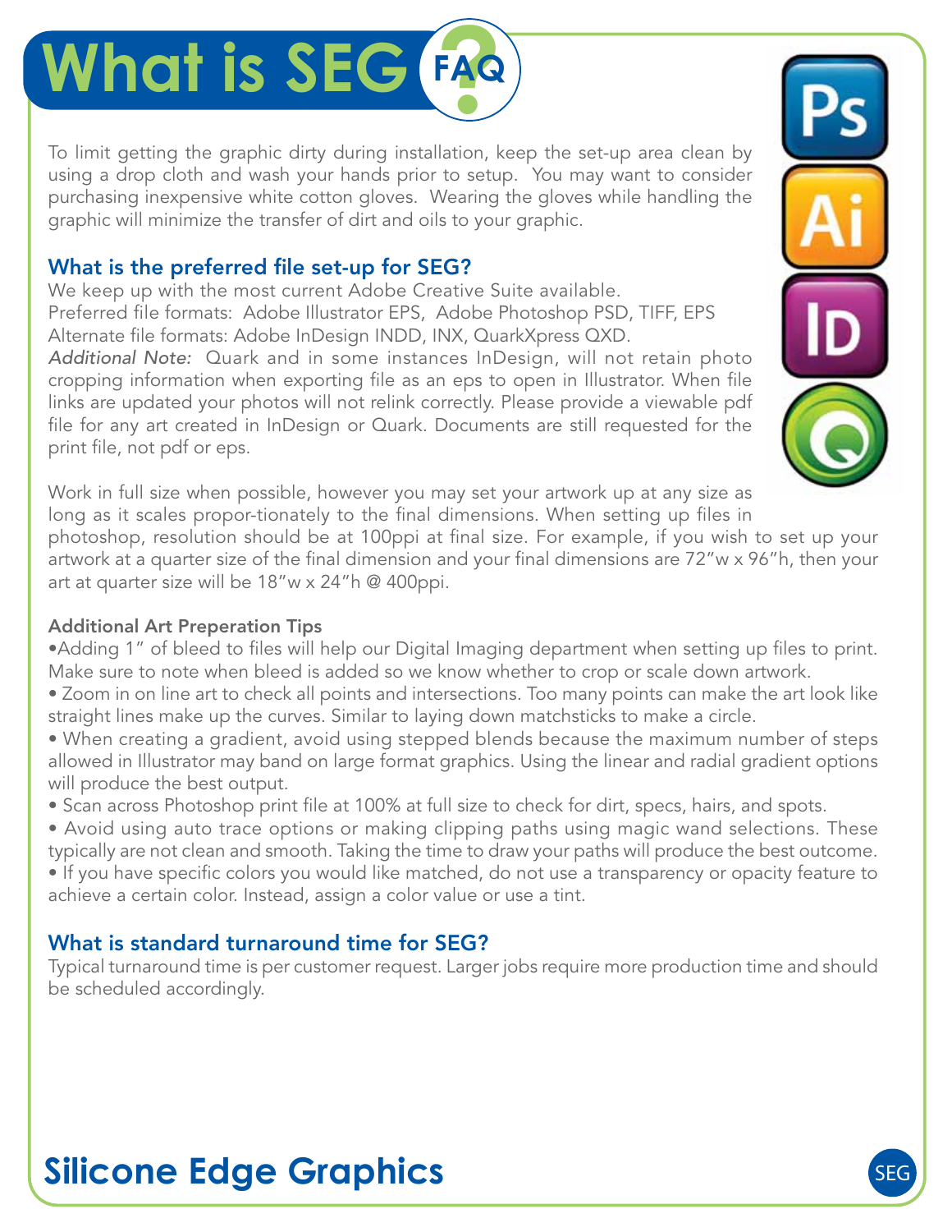# What is SEG? FAQ

To limit getting the graphic dirty during installation, keep the set-up area clean by using a drop cloth and wash your hands prior to setup. You may want to consider purchasing inexpensive white cotton gloves. Wearing the gloves while handling the graphic will minimize the transfer of dirt and oils to your graphic.

## What is the preferred file set-up for SEG?

We keep up with the most current Adobe Creative Suite available.
Preferred file formats: Adobe Illustrator EPS, Adobe Photoshop PSD, TIFF, EPS
Alternate file formats: Adobe InDesign INDD, INX, QuarkXpress QXD.
*Additional Note:* Quark and in some instances InDesign, will not retain photo cropping information when exporting file as an eps to open in Illustrator. When file links are updated your photos will not relink correctly. Please provide a viewable pdf file for any art created in InDesign or Quark. Documents are still requested for the print file, not pdf or eps.

Work in full size when possible, however you may set your artwork up at any size as long as it scales propor-tionately to the final dimensions. When setting up files in photoshop, resolution should be at 100ppi at final size. For example, if you wish to set up your artwork at a quarter size of the final dimension and your final dimensions are 72"w x 96"h, then your art at quarter size will be 18"w x 24"h @ 400ppi.

### Additional Art Preperation Tips

- Adding 1" of bleed to files will help our Digital Imaging department when setting up files to print. Make sure to note when bleed is added so we know whether to crop or scale down artwork.
- Zoom in on line art to check all points and intersections. Too many points can make the art look like straight lines make up the curves. Similar to laying down matchsticks to make a circle.
- When creating a gradient, avoid using stepped blends because the maximum number of steps allowed in Illustrator may band on large format graphics. Using the linear and radial gradient options will produce the best output.
- Scan across Photoshop print file at 100% at full size to check for dirt, specs, hairs, and spots.
- Avoid using auto trace options or making clipping paths using magic wand selections. These typically are not clean and smooth. Taking the time to draw your paths will produce the best outcome.
- If you have specific colors you would like matched, do not use a transparency or opacity feature to achieve a certain color. Instead, assign a color value or use a tint.

## What is standard turnaround time for SEG?

Typical turnaround time is per customer request. Larger jobs require more production time and should be scheduled accordingly.

**Silicone Edge Graphics**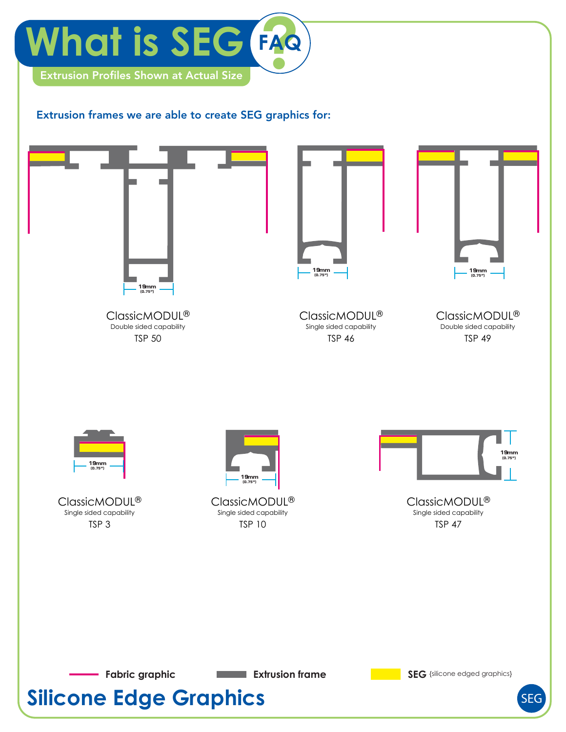# What is SEG FAQ

Extrusion Profiles Shown at Actual Size

**Extrusion frames we are able to create SEG graphics for:**

19mm (0.75")

ClassicMODUL®
Double sided capability
TSP 50

19mm (0.75")

ClassicMODUL®
Single sided capability
TSP 46

19mm (0.75")

ClassicMODUL®
Double sided capability
TSP 49

19mm (0.75")

ClassicMODUL®
Single sided capability
TSP 3

19mm (0.75")

ClassicMODUL®
Single sided capability
TSP 10

19mm (0.75")

ClassicMODUL®
Single sided capability
TSP 47

**Fabric graphic** **Extrusion frame** **SEG** {silicone edged graphics}

## Silicone Edge Graphics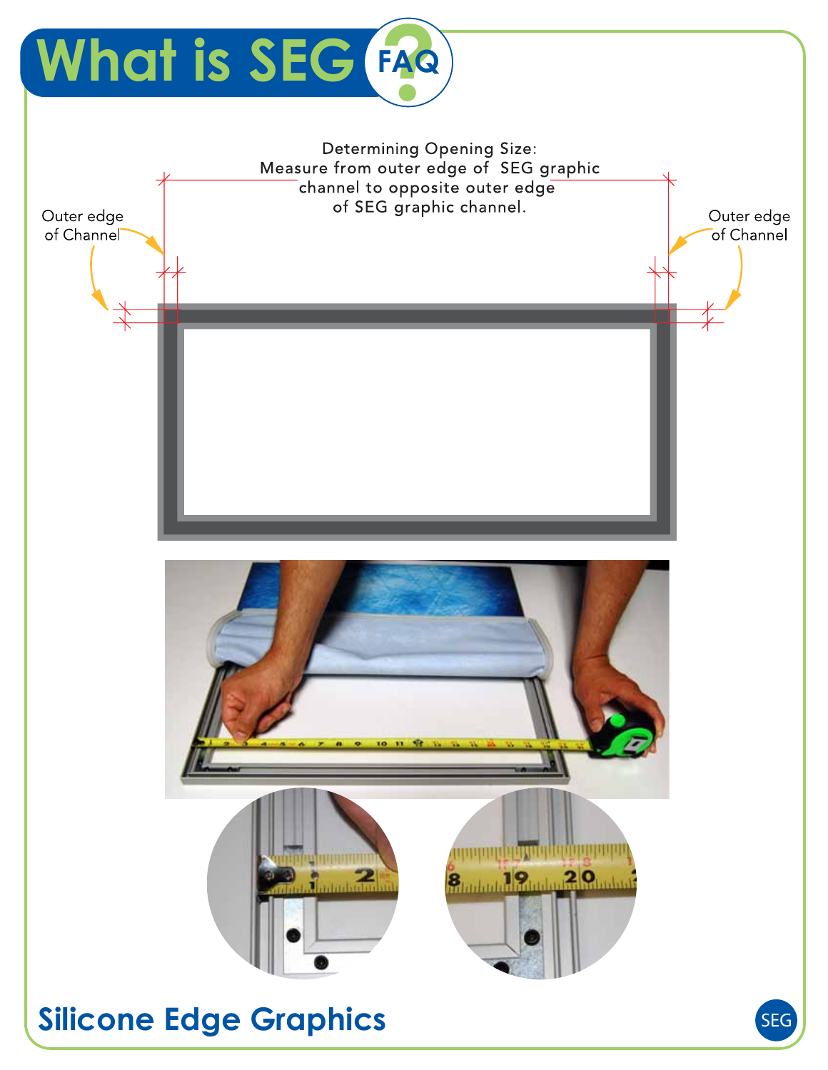# What is SEG FAQ

Determining Opening Size:
Measure from outer edge of SEG graphic channel to opposite outer edge of SEG graphic channel.

Outer edge of Channel

Outer edge of Channel

## Silicone Edge Graphics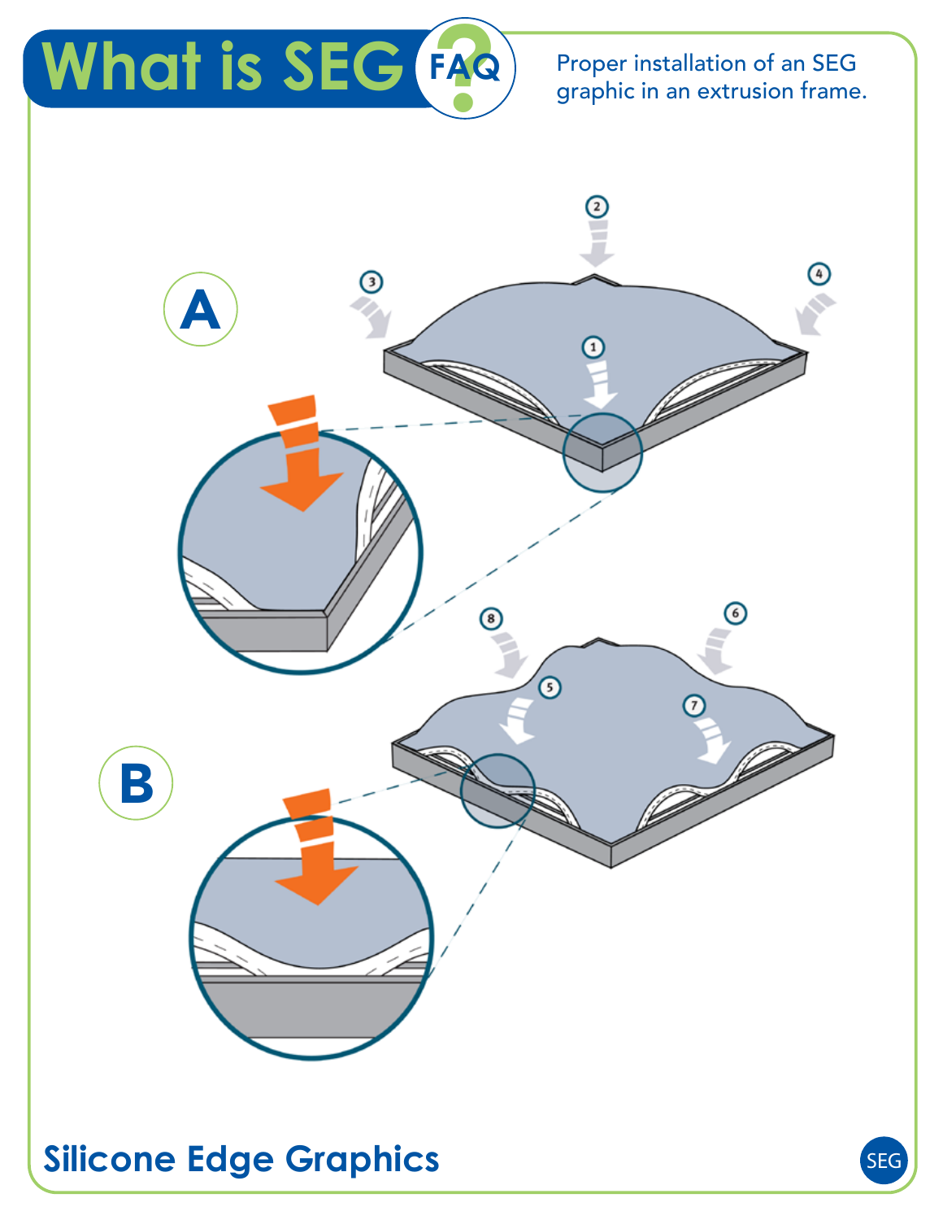# What is SEG FAQ

Proper installation of an SEG graphic in an extrusion frame.

A

B

## Silicone Edge Graphics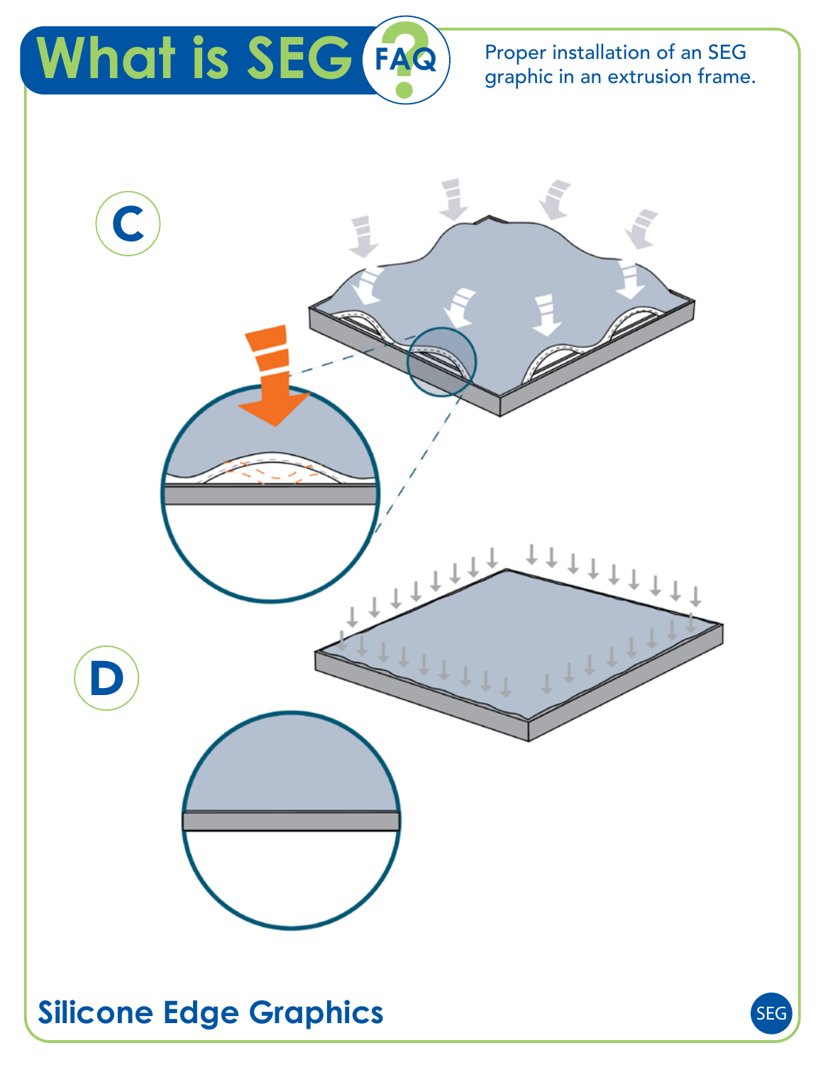# What is SEG FAQ

Proper installation of an SEG graphic in an extrusion frame.

C

D

Silicone Edge Graphics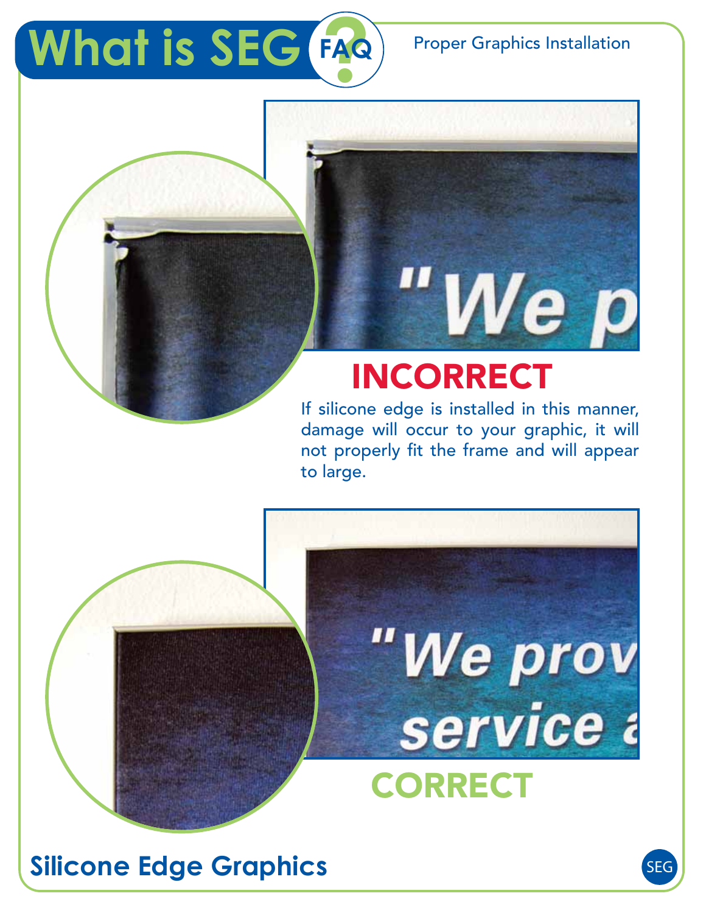# What is SEG FAQ

Proper Graphics Installation

## INCORRECT

If silicone edge is installed in this manner, damage will occur to your graphic, it will not properly fit the frame and will appear to large.

## CORRECT

**Silicone Edge Graphics**